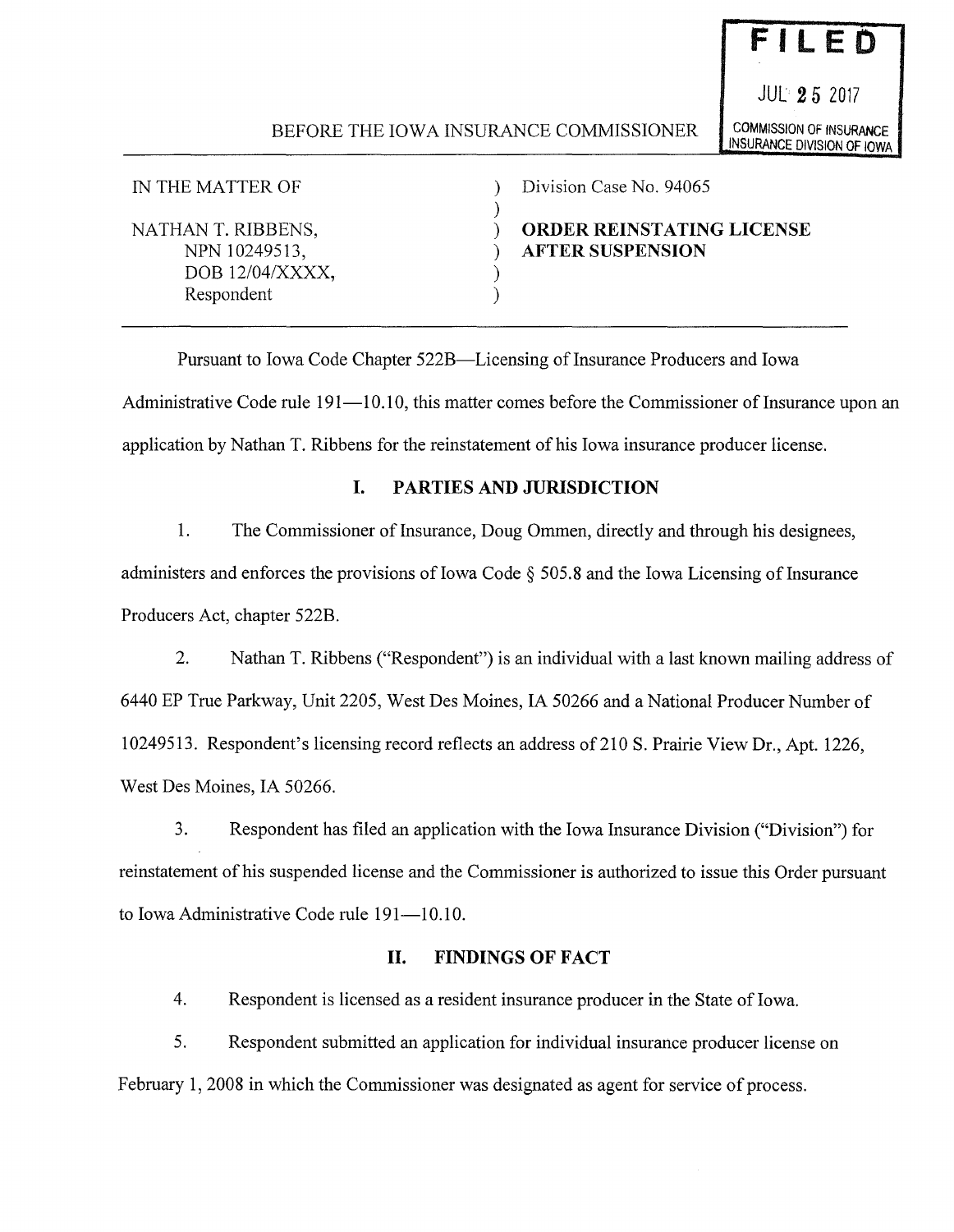**FILED**

JUL 25 2017

COMMISSION OF INSURANCE
INSURANCE DIVISION OF IOWA

BEFORE THE IOWA INSURANCE COMMISSIONER

| | | |
|---|---|---|
| IN THE MATTER OF | ) | Division Case No. 94065 |
| | ) | |
| NATHAN T. RIBBENS, | ) | **ORDER REINSTATING LICENSE** |
| NPN 10249513, | ) | **AFTER SUSPENSION** |
| DOB 12/04/XXXX, | ) | |
| Respondent | ) | |

Pursuant to Iowa Code Chapter 522B—Licensing of Insurance Producers and Iowa Administrative Code rule 191—10.10, this matter comes before the Commissioner of Insurance upon an application by Nathan T. Ribbens for the reinstatement of his Iowa insurance producer license.

## I. PARTIES AND JURISDICTION

1. The Commissioner of Insurance, Doug Ommen, directly and through his designees, administers and enforces the provisions of Iowa Code § 505.8 and the Iowa Licensing of Insurance Producers Act, chapter 522B.

2. Nathan T. Ribbens ("Respondent") is an individual with a last known mailing address of 6440 EP True Parkway, Unit 2205, West Des Moines, IA 50266 and a National Producer Number of 10249513. Respondent's licensing record reflects an address of 210 S. Prairie View Dr., Apt. 1226, West Des Moines, IA 50266.

3. Respondent has filed an application with the Iowa Insurance Division ("Division") for reinstatement of his suspended license and the Commissioner is authorized to issue this Order pursuant to Iowa Administrative Code rule 191—10.10.

## II. FINDINGS OF FACT

4. Respondent is licensed as a resident insurance producer in the State of Iowa.

5. Respondent submitted an application for individual insurance producer license on February 1, 2008 in which the Commissioner was designated as agent for service of process.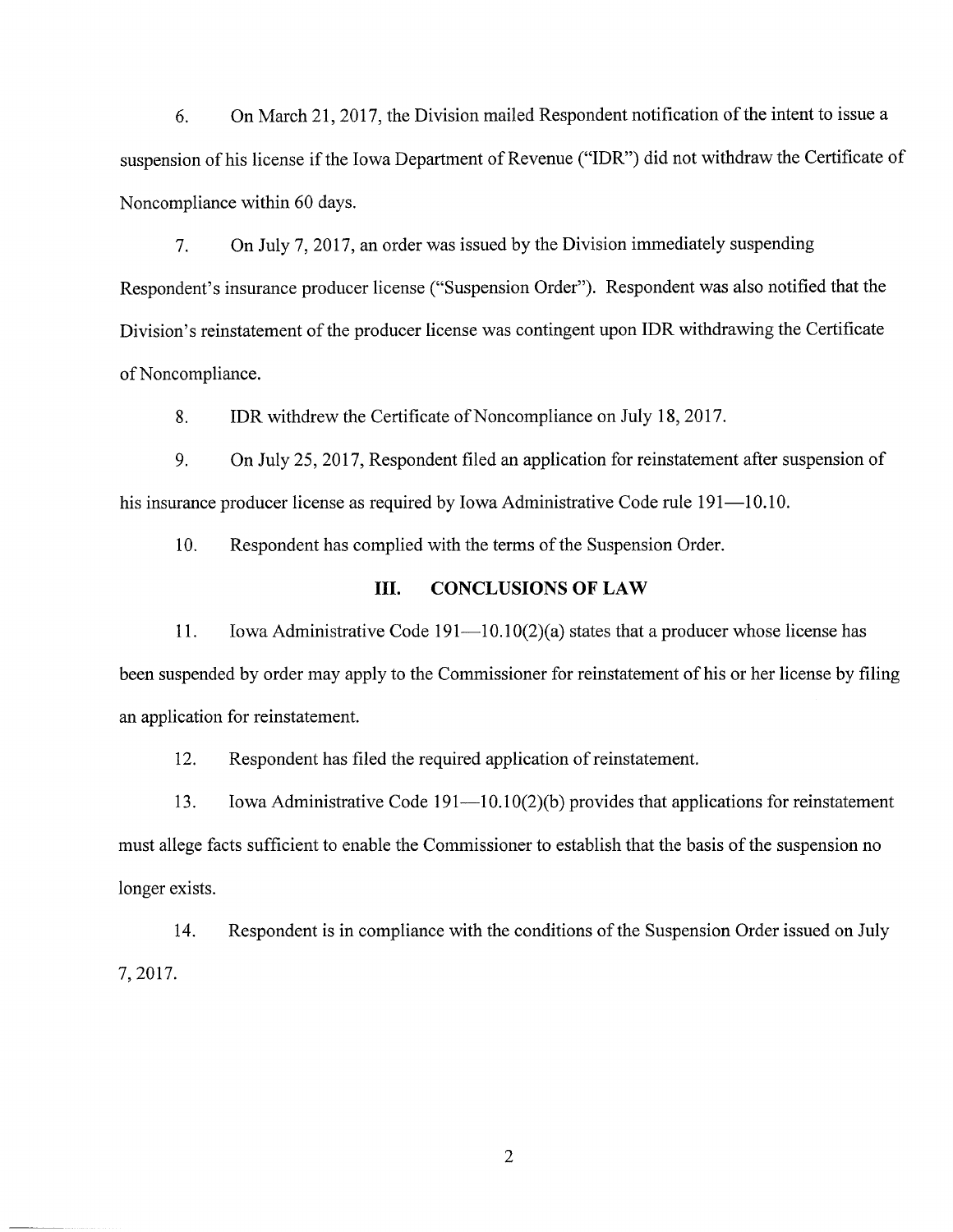6. On March 21, 2017, the Division mailed Respondent notification of the intent to issue a suspension of his license if the Iowa Department of Revenue ("IDR") did not withdraw the Certificate of Noncompliance within 60 days.

7. On July 7, 2017, an order was issued by the Division immediately suspending Respondent's insurance producer license ("Suspension Order"). Respondent was also notified that the Division's reinstatement of the producer license was contingent upon IDR withdrawing the Certificate of Noncompliance.

8. IDR withdrew the Certificate of Noncompliance on July 18, 2017.

9. On July 25, 2017, Respondent filed an application for reinstatement after suspension of his insurance producer license as required by Iowa Administrative Code rule 191—10.10.

10. Respondent has complied with the terms of the Suspension Order.

## III. CONCLUSIONS OF LAW

11. Iowa Administrative Code 191—10.10(2)(a) states that a producer whose license has been suspended by order may apply to the Commissioner for reinstatement of his or her license by filing an application for reinstatement.

12. Respondent has filed the required application of reinstatement.

13. Iowa Administrative Code 191—10.10(2)(b) provides that applications for reinstatement must allege facts sufficient to enable the Commissioner to establish that the basis of the suspension no longer exists.

14. Respondent is in compliance with the conditions of the Suspension Order issued on July 7, 2017.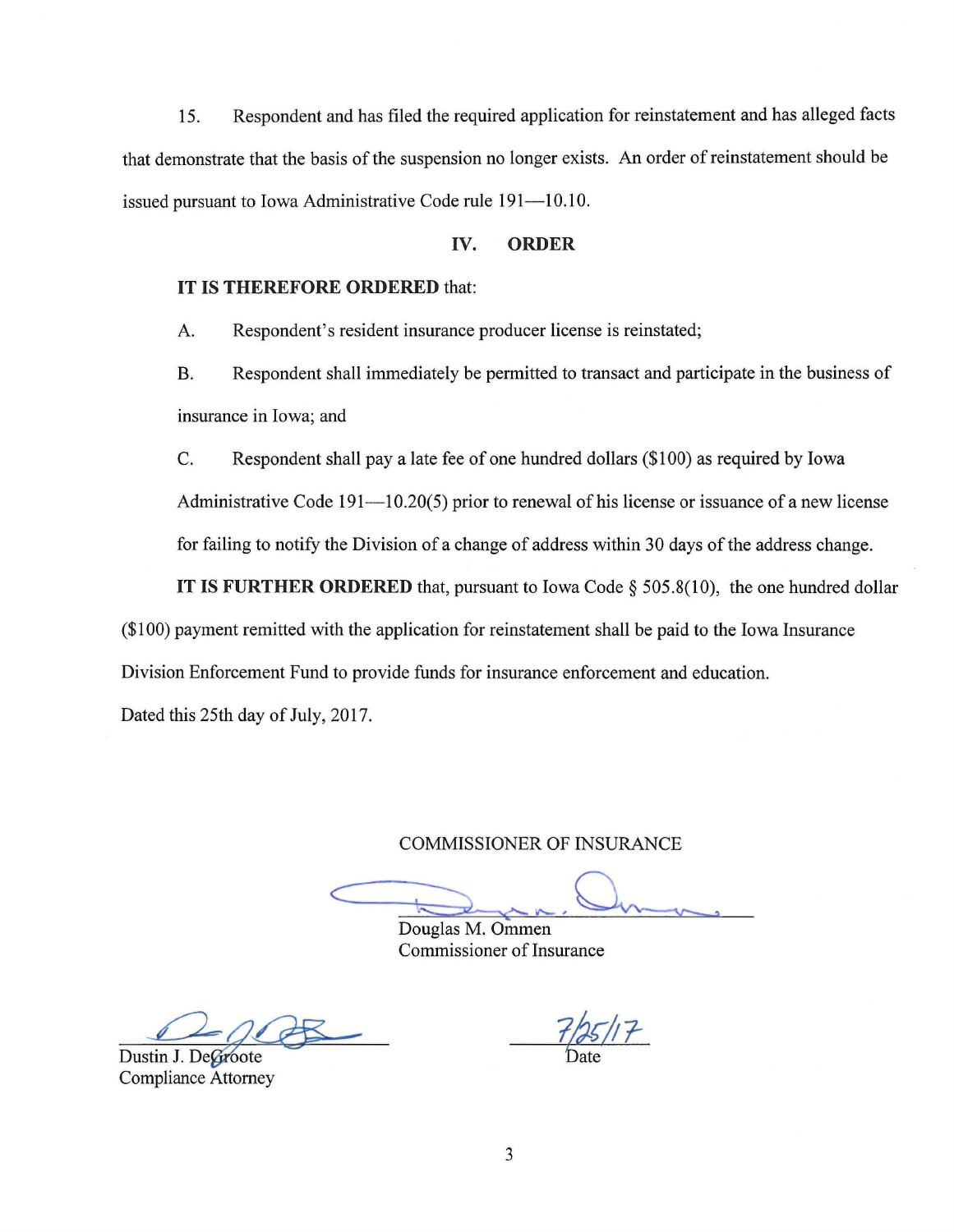15. Respondent and has filed the required application for reinstatement and has alleged facts that demonstrate that the basis of the suspension no longer exists. An order of reinstatement should be issued pursuant to Iowa Administrative Code rule 191—10.10.

## IV. ORDER

**IT IS THEREFORE ORDERED** that:

A. Respondent's resident insurance producer license is reinstated;

B. Respondent shall immediately be permitted to transact and participate in the business of insurance in Iowa; and

C. Respondent shall pay a late fee of one hundred dollars ($100) as required by Iowa Administrative Code 191—10.20(5) prior to renewal of his license or issuance of a new license for failing to notify the Division of a change of address within 30 days of the address change.

**IT IS FURTHER ORDERED** that, pursuant to Iowa Code § 505.8(10), the one hundred dollar ($100) payment remitted with the application for reinstatement shall be paid to the Iowa Insurance Division Enforcement Fund to provide funds for insurance enforcement and education.

Dated this 25th day of July, 2017.

COMMISSIONER OF INSURANCE

Douglas M. Ommen
Commissioner of Insurance

Dustin J. DeGroote
Compliance Attorney

7/25/17
Date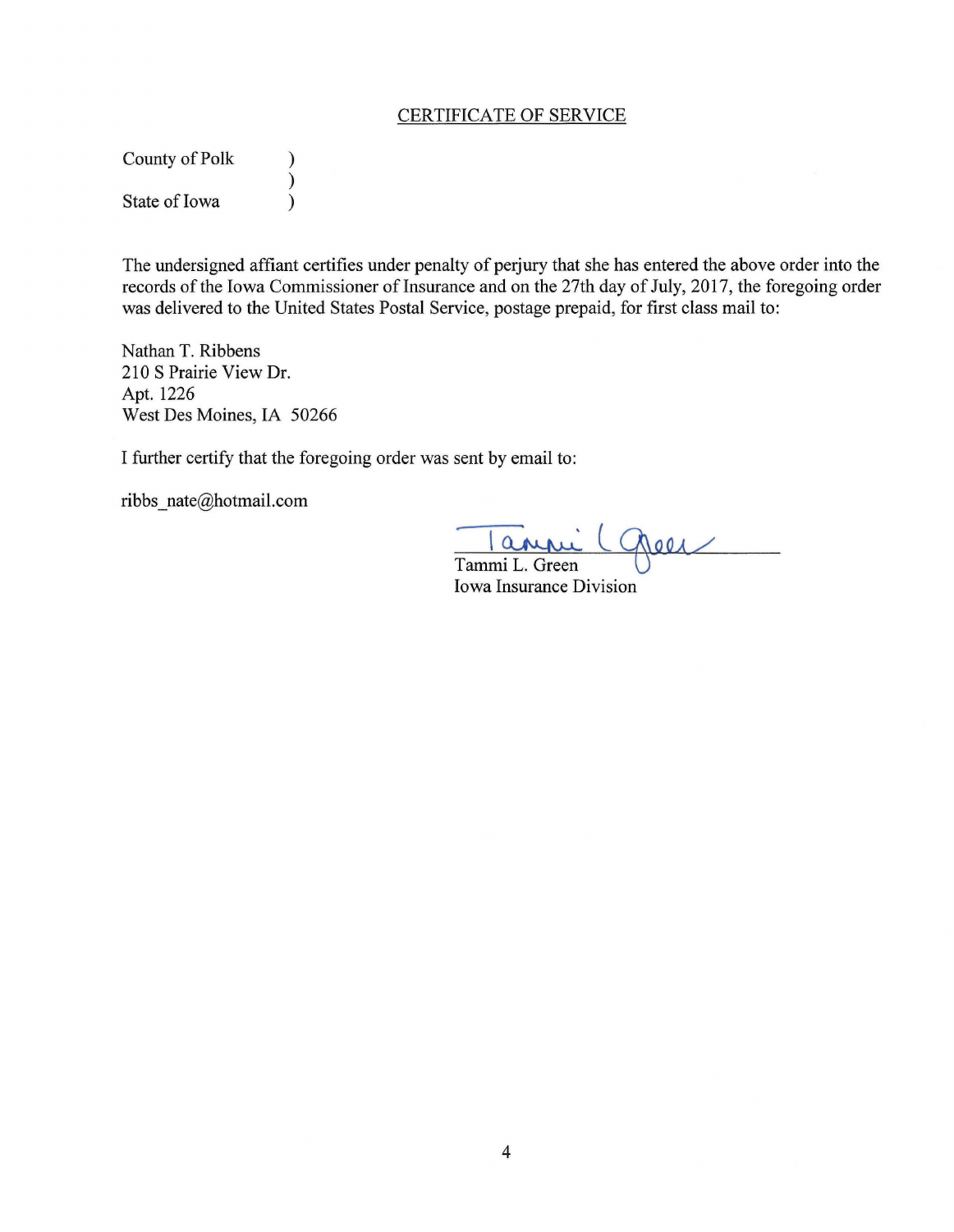CERTIFICATE OF SERVICE

County of Polk )
)
State of Iowa )

The undersigned affiant certifies under penalty of perjury that she has entered the above order into the records of the Iowa Commissioner of Insurance and on the 27th day of July, 2017, the foregoing order was delivered to the United States Postal Service, postage prepaid, for first class mail to:

Nathan T. Ribbens
210 S Prairie View Dr.
Apt. 1226
West Des Moines, IA 50266

I further certify that the foregoing order was sent by email to:

ribbs_nate@hotmail.com

Tammi L. Green
Iowa Insurance Division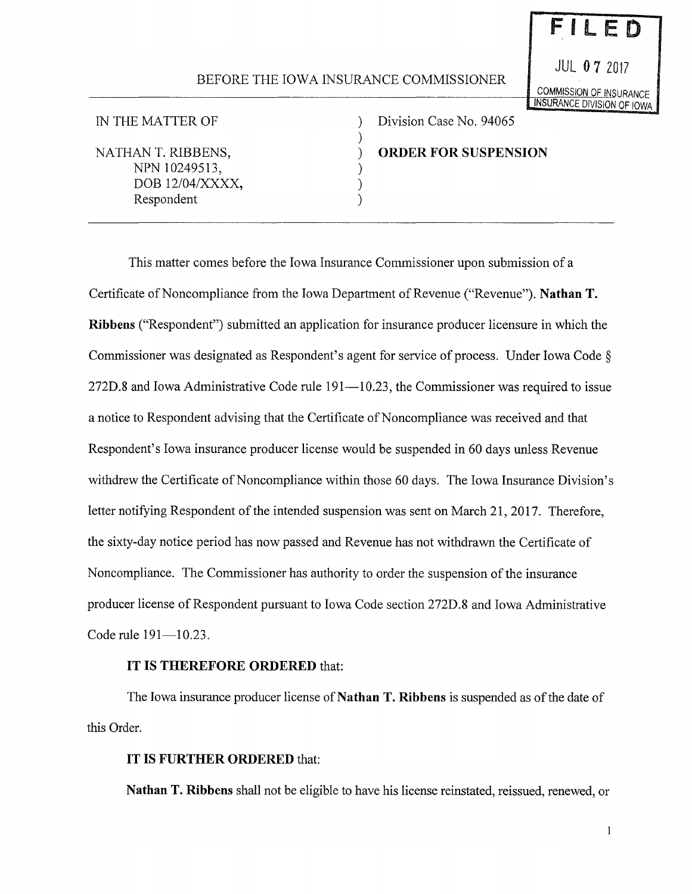**FILED**

JUL 07 2017

COMMISSION OF INSURANCE
INSURANCE DIVISION OF IOWA

BEFORE THE IOWA INSURANCE COMMISSIONER

| | | |
|---|---|---|
| IN THE MATTER OF | ) | Division Case No. 94065 |
| | ) | |
| NATHAN T. RIBBENS, | ) | **ORDER FOR SUSPENSION** |
| NPN 10249513, | ) | |
| DOB 12/04/XXXX, | ) | |
| Respondent | ) | |

This matter comes before the Iowa Insurance Commissioner upon submission of a Certificate of Noncompliance from the Iowa Department of Revenue ("Revenue"). **Nathan T. Ribbens** ("Respondent") submitted an application for insurance producer licensure in which the Commissioner was designated as Respondent's agent for service of process. Under Iowa Code § 272D.8 and Iowa Administrative Code rule 191—10.23, the Commissioner was required to issue a notice to Respondent advising that the Certificate of Noncompliance was received and that Respondent's Iowa insurance producer license would be suspended in 60 days unless Revenue withdrew the Certificate of Noncompliance within those 60 days. The Iowa Insurance Division's letter notifying Respondent of the intended suspension was sent on March 21, 2017. Therefore, the sixty-day notice period has now passed and Revenue has not withdrawn the Certificate of Noncompliance. The Commissioner has authority to order the suspension of the insurance producer license of Respondent pursuant to Iowa Code section 272D.8 and Iowa Administrative Code rule 191—10.23.

**IT IS THEREFORE ORDERED** that:

The Iowa insurance producer license of **Nathan T. Ribbens** is suspended as of the date of this Order.

**IT IS FURTHER ORDERED** that:

**Nathan T. Ribbens** shall not be eligible to have his license reinstated, reissued, renewed, or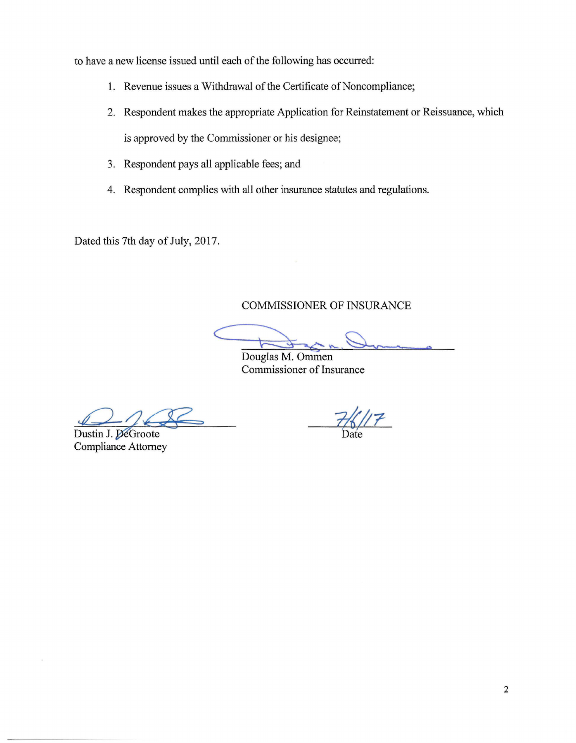to have a new license issued until each of the following has occurred:

1. Revenue issues a Withdrawal of the Certificate of Noncompliance;
2. Respondent makes the appropriate Application for Reinstatement or Reissuance, which is approved by the Commissioner or his designee;
3. Respondent pays all applicable fees; and
4. Respondent complies with all other insurance statutes and regulations.

Dated this 7th day of July, 2017.

COMMISSIONER OF INSURANCE

Douglas M. Ommen
Commissioner of Insurance

Dustin J. DeGroote
Compliance Attorney

7/6/17
Date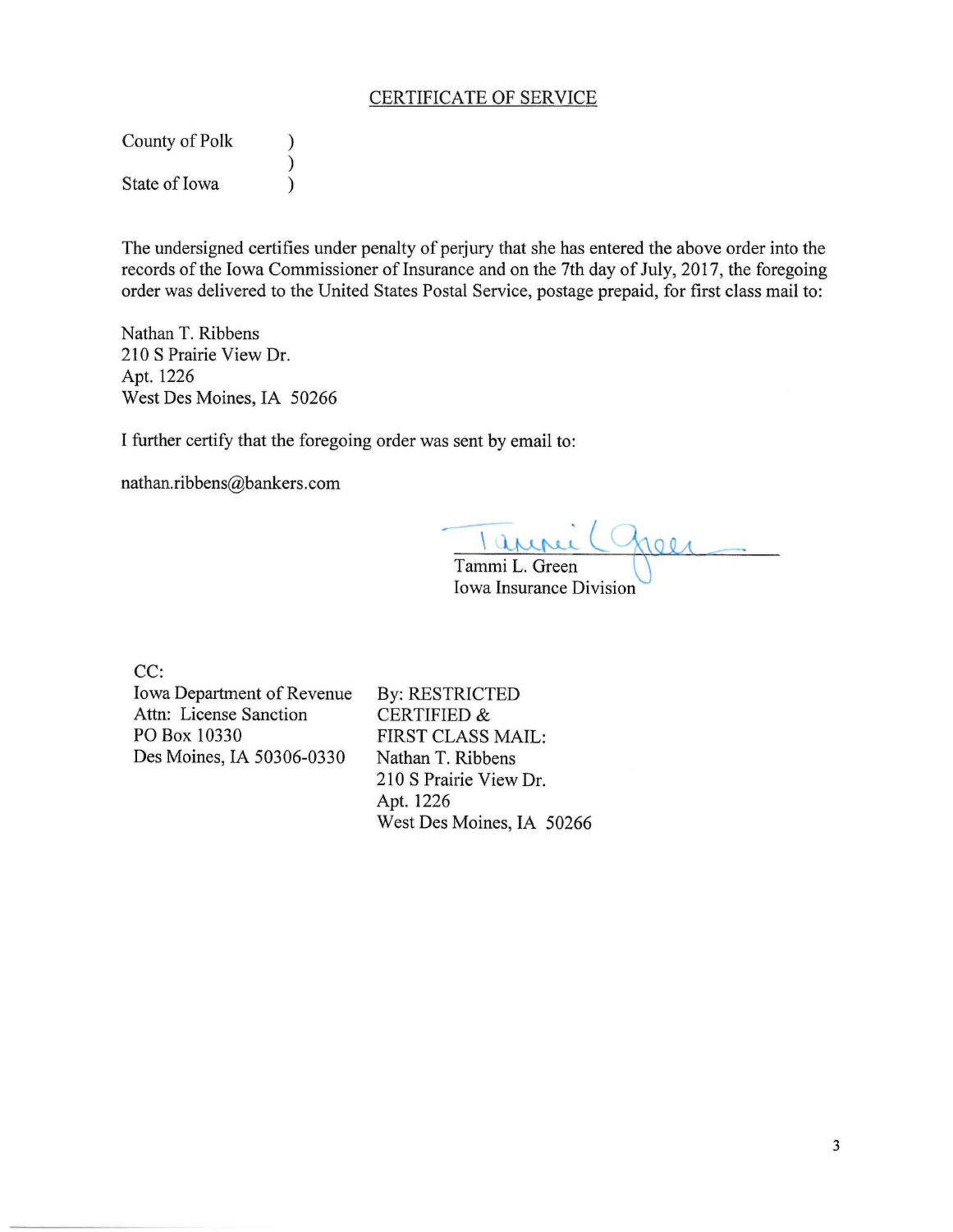## CERTIFICATE OF SERVICE

County of Polk )
)
State of Iowa )

The undersigned certifies under penalty of perjury that she has entered the above order into the records of the Iowa Commissioner of Insurance and on the 7th day of July, 2017, the foregoing order was delivered to the United States Postal Service, postage prepaid, for first class mail to:

Nathan T. Ribbens
210 S Prairie View Dr.
Apt. 1226
West Des Moines, IA 50266

I further certify that the foregoing order was sent by email to:

nathan.ribbens@bankers.com

Tammi L. Green
Iowa Insurance Division

CC:
Iowa Department of Revenue
Attn: License Sanction
PO Box 10330
Des Moines, IA 50306-0330

By: RESTRICTED
CERTIFIED &
FIRST CLASS MAIL:
Nathan T. Ribbens
210 S Prairie View Dr.
Apt. 1226
West Des Moines, IA 50266